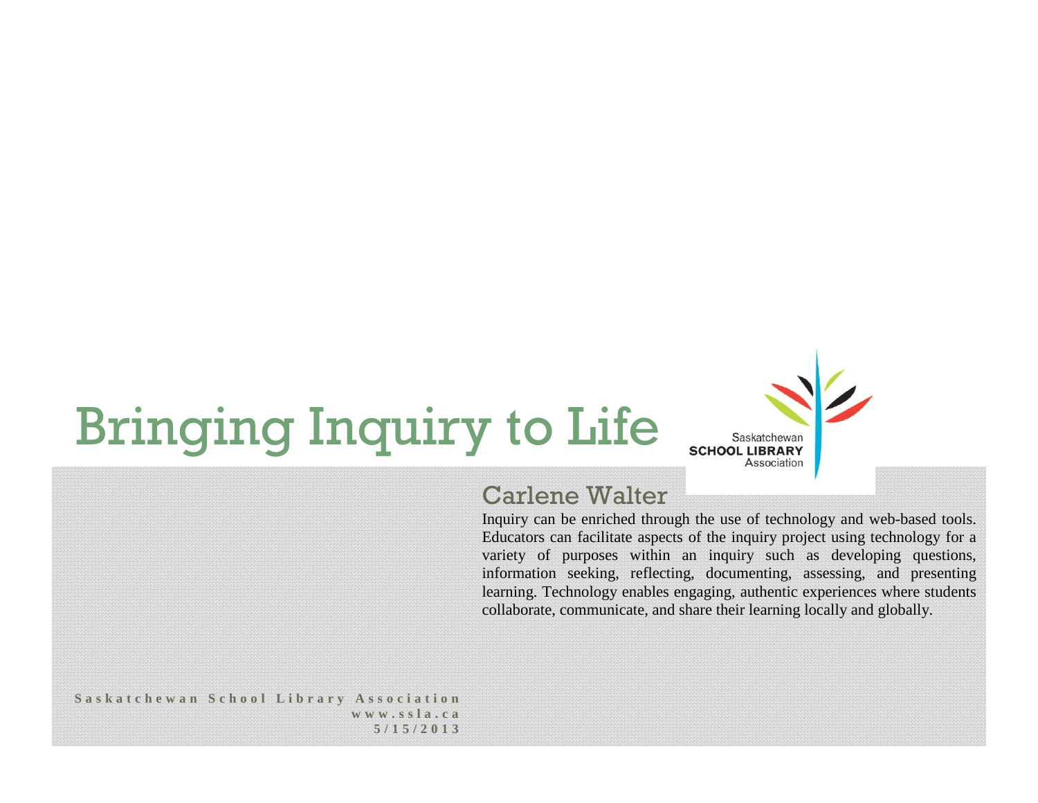# Bringing Inquiry to Life

Saskatchewan **SCHOOL LIBRARY** Association

## Carlene Walter

Inquiry can be enriched through the use of technology and web-based tools. Educators can facilitate aspects of the inquiry project using technology for a variety of purposes within an inquiry such as developing questions, information seeking, reflecting, documenting, assessing, and presenting learning. Technology enables engaging, authentic experiences where students collaborate, communicate, and share their learning locally and globally.

**Saskatchewan School Library Association**
**www.ssla.ca**
**5/15/2013**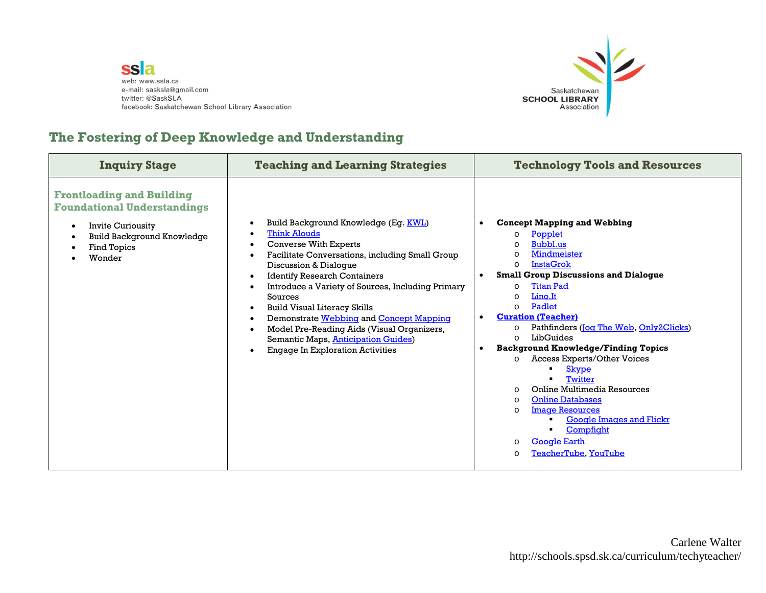ssla
web: www.ssla.ca
e-mail: sasksla@gmail.com
twitter: @SaskSLA
facebook: Saskatchewan School Library Association

Saskatchewan **SCHOOL LIBRARY** Association

## The Fostering of Deep Knowledge and Understanding

| Inquiry Stage | Teaching and Learning Strategies | Technology Tools and Resources |
|---|---|---|
| **Frontloading and Building Foundational Understandings**<br>• Invite Curiousity<br>• Build Background Knowledge<br>• Find Topics<br>• Wonder | • Build Background Knowledge (Eg. KWL)<br>• Think Alouds<br>• Converse With Experts<br>• Facilitate Conversations, including Small Group Discussion & Dialogue<br>• Identify Research Containers<br>• Introduce a Variety of Sources, Including Primary Sources<br>• Build Visual Literacy Skills<br>• Demonstrate Webbing and Concept Mapping<br>• Model Pre-Reading Aids (Visual Organizers, Semantic Maps, Anticipation Guides)<br>• Engage In Exploration Activities | • **Concept Mapping and Webbing**<br>  o Popplet<br>  o Bubbl.us<br>  o Mindmeister<br>  o InstaGrok<br>• **Small Group Discussions and Dialogue**<br>  o Titan Pad<br>  o Lino.It<br>  o Padlet<br>• **Curation (Teacher)**<br>  o Pathfinders (Jog The Web, Only2Clicks)<br>  o LibGuides<br>• **Background Knowledge/Finding Topics**<br>  o Access Experts/Other Voices<br>    ▪ Skype<br>    ▪ Twitter<br>  o Online Multimedia Resources<br>  o Online Databases<br>  o Image Resources<br>    ▪ Google Images and Flickr<br>    ▪ Compfight<br>  o Google Earth<br>  o TeacherTube, YouTube |

Carlene Walter
http://schools.spsd.sk.ca/curriculum/techyteacher/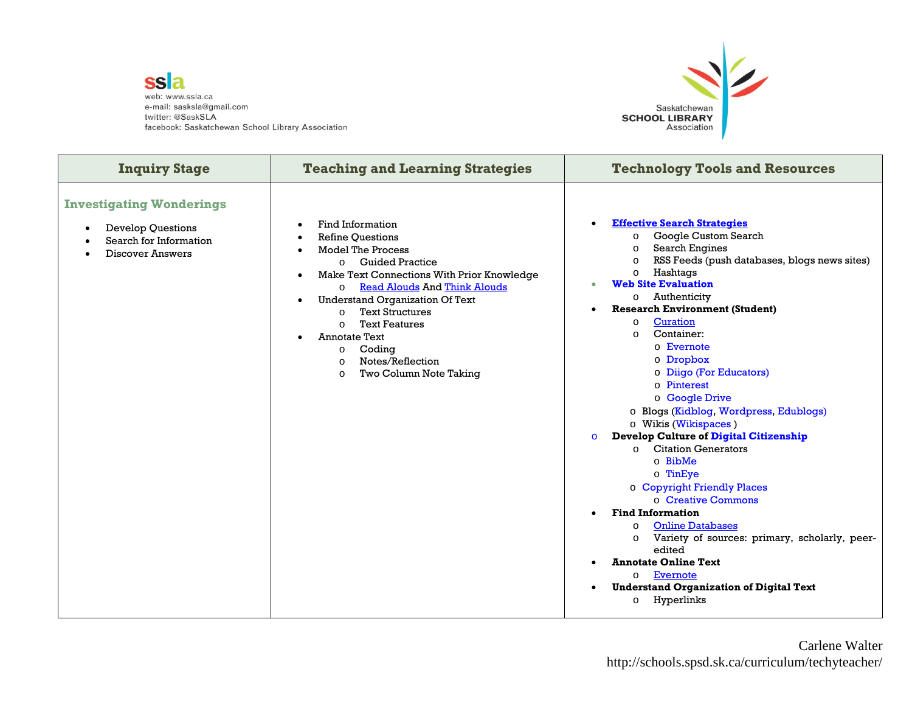ssla
web: www.ssla.ca
e-mail: sasksla@gmail.com
twitter: @SaskSLA
facebook: Saskatchewan School Library Association

Saskatchewan SCHOOL LIBRARY Association

| Inquiry Stage | Teaching and Learning Strategies | Technology Tools and Resources |
|---|---|---|
| **Investigating Wonderings**<br>• Develop Questions<br>• Search for Information<br>• Discover Answers | • Find Information<br>• Refine Questions<br>• Model The Process<br>  o Guided Practice<br>• Make Text Connections With Prior Knowledge<br>  o Read Alouds And Think Alouds<br>• Understand Organization Of Text<br>  o Text Structures<br>  o Text Features<br>• Annotate Text<br>  o Coding<br>  o Notes/Reflection<br>  o Two Column Note Taking | • **Effective Search Strategies**<br>  o Google Custom Search<br>  o Search Engines<br>  o RSS Feeds (push databases, blogs news sites)<br>  o Hashtags<br>• **Web Site Evaluation**<br>  o Authenticity<br>• **Research Environment (Student)**<br>  o Curation<br>  o Container:<br>    o Evernote<br>    o Dropbox<br>    o Diigo (For Educators)<br>    o Pinterest<br>    o Google Drive<br>  o Blogs (Kidblog, Wordpress, Edublogs)<br>  o Wikis (Wikispaces )<br>o **Develop Culture of Digital Citizenship**<br>  o Citation Generators<br>    o BibMe<br>    o TinEye<br>  o Copyright Friendly Places<br>    o Creative Commons<br>• **Find Information**<br>  o Online Databases<br>  o Variety of sources: primary, scholarly, peer-edited<br>• **Annotate Online Text**<br>  o Evernote<br>• **Understand Organization of Digital Text**<br>  o Hyperlinks |

Carlene Walter
http://schools.spsd.sk.ca/curriculum/techyteacher/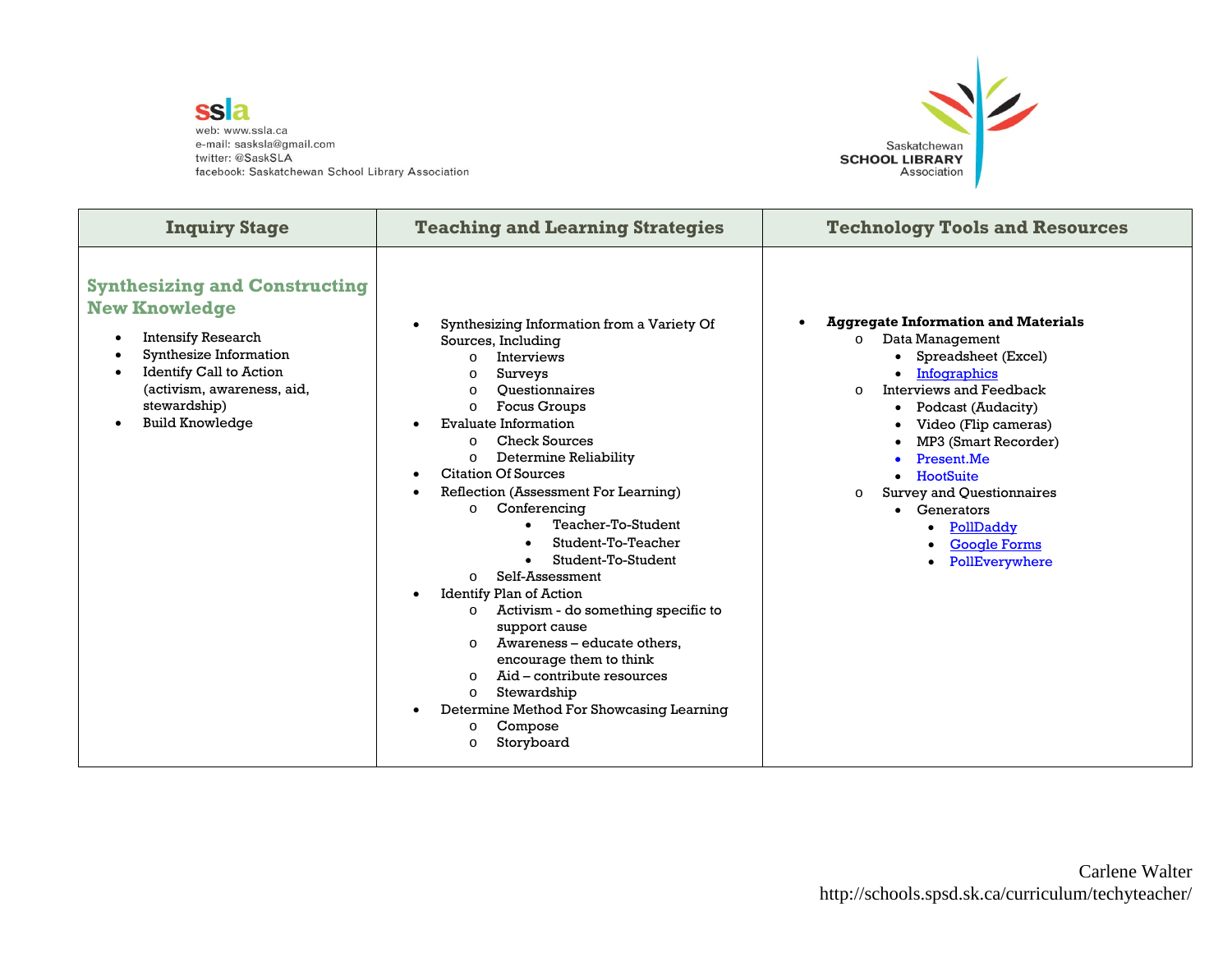ssla
web: www.ssla.ca
e-mail: sasksla@gmail.com
twitter: @SaskSLA
facebook: Saskatchewan School Library Association

Saskatchewan **SCHOOL LIBRARY** Association

| Inquiry Stage | Teaching and Learning Strategies | Technology Tools and Resources |
|---|---|---|
| **Synthesizing and Constructing New Knowledge**<br>• Intensify Research<br>• Synthesize Information<br>• Identify Call to Action (activism, awareness, aid, stewardship)<br>• Build Knowledge | • Synthesizing Information from a Variety Of Sources, Including<br>&nbsp;&nbsp;o Interviews<br>&nbsp;&nbsp;o Surveys<br>&nbsp;&nbsp;o Questionnaires<br>&nbsp;&nbsp;o Focus Groups<br>• Evaluate Information<br>&nbsp;&nbsp;o Check Sources<br>&nbsp;&nbsp;o Determine Reliability<br>• Citation Of Sources<br>• Reflection (Assessment For Learning)<br>&nbsp;&nbsp;o Conferencing<br>&nbsp;&nbsp;&nbsp;&nbsp;• Teacher-To-Student<br>&nbsp;&nbsp;&nbsp;&nbsp;• Student-To-Teacher<br>&nbsp;&nbsp;&nbsp;&nbsp;• Student-To-Student<br>&nbsp;&nbsp;o Self-Assessment<br>• Identify Plan of Action<br>&nbsp;&nbsp;o Activism - do something specific to support cause<br>&nbsp;&nbsp;o Awareness – educate others, encourage them to think<br>&nbsp;&nbsp;o Aid – contribute resources<br>&nbsp;&nbsp;o Stewardship<br>• Determine Method For Showcasing Learning<br>&nbsp;&nbsp;o Compose<br>&nbsp;&nbsp;o Storyboard | • **Aggregate Information and Materials**<br>&nbsp;&nbsp;o Data Management<br>&nbsp;&nbsp;&nbsp;&nbsp;• Spreadsheet (Excel)<br>&nbsp;&nbsp;&nbsp;&nbsp;• Infographics<br>&nbsp;&nbsp;o Interviews and Feedback<br>&nbsp;&nbsp;&nbsp;&nbsp;• Podcast (Audacity)<br>&nbsp;&nbsp;&nbsp;&nbsp;• Video (Flip cameras)<br>&nbsp;&nbsp;&nbsp;&nbsp;• MP3 (Smart Recorder)<br>&nbsp;&nbsp;&nbsp;&nbsp;• Present.Me<br>&nbsp;&nbsp;&nbsp;&nbsp;• HootSuite<br>&nbsp;&nbsp;o Survey and Questionnaires<br>&nbsp;&nbsp;&nbsp;&nbsp;• Generators<br>&nbsp;&nbsp;&nbsp;&nbsp;&nbsp;&nbsp;• PollDaddy<br>&nbsp;&nbsp;&nbsp;&nbsp;&nbsp;&nbsp;• Google Forms<br>&nbsp;&nbsp;&nbsp;&nbsp;&nbsp;&nbsp;• PollEverywhere |

Carlene Walter
http://schools.spsd.sk.ca/curriculum/techyteacher/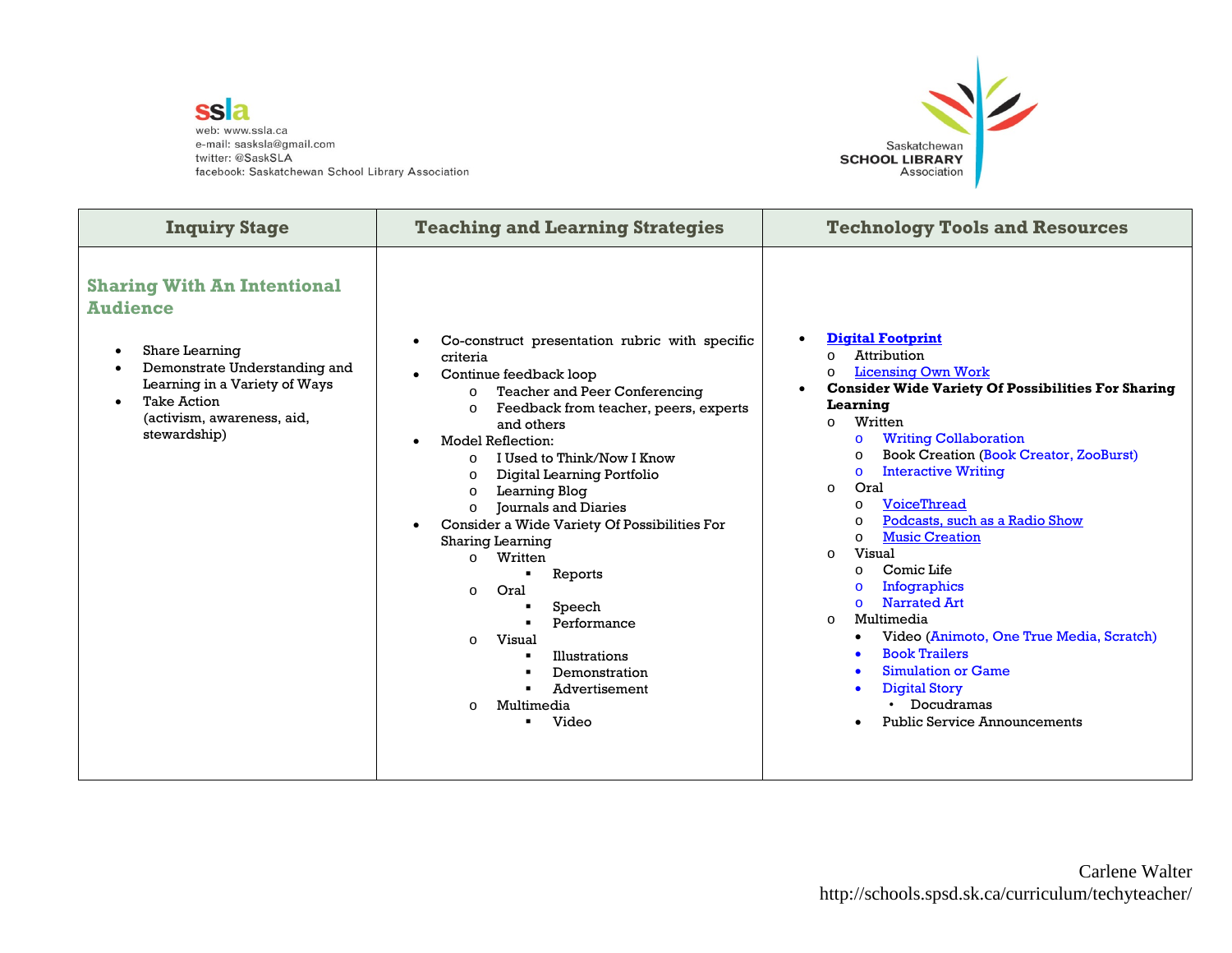ssla

web: www.ssla.ca
e-mail: sasksla@gmail.com
twitter: @SaskSLA
facebook: Saskatchewan School Library Association

Saskatchewan **SCHOOL LIBRARY** Association

| Inquiry Stage | Teaching and Learning Strategies | Technology Tools and Resources |
|---|---|---|
| **Sharing With An Intentional Audience**<br><br>• Share Learning<br>• Demonstrate Understanding and Learning in a Variety of Ways<br>• Take Action (activism, awareness, aid, stewardship) | • Co-construct presentation rubric with specific criteria<br>• Continue feedback loop<br>  o Teacher and Peer Conferencing<br>  o Feedback from teacher, peers, experts and others<br>• Model Reflection:<br>  o I Used to Think/Now I Know<br>  o Digital Learning Portfolio<br>  o Learning Blog<br>  o Journals and Diaries<br>• Consider a Wide Variety Of Possibilities For Sharing Learning<br>  o Written<br>    ▪ Reports<br>  o Oral<br>    ▪ Speech<br>    ▪ Performance<br>  o Visual<br>    ▪ Illustrations<br>    ▪ Demonstration<br>    ▪ Advertisement<br>  o Multimedia<br>    ▪ Video | • **Digital Footprint**<br>  o Attribution<br>  o Licensing Own Work<br>• **Consider Wide Variety Of Possibilities For Sharing Learning**<br>  o Written<br>    o Writing Collaboration<br>    o Book Creation (Book Creator, ZooBurst)<br>    o Interactive Writing<br>  o Oral<br>    o VoiceThread<br>    o Podcasts, such as a Radio Show<br>    o Music Creation<br>  o Visual<br>    o Comic Life<br>    o Infographics<br>    o Narrated Art<br>  o Multimedia<br>    • Video (Animoto, One True Media, Scratch)<br>    • Book Trailers<br>    • Simulation or Game<br>    • Digital Story<br>      • Docudramas<br>    • Public Service Announcements |

Carlene Walter
http://schools.spsd.sk.ca/curriculum/techyteacher/